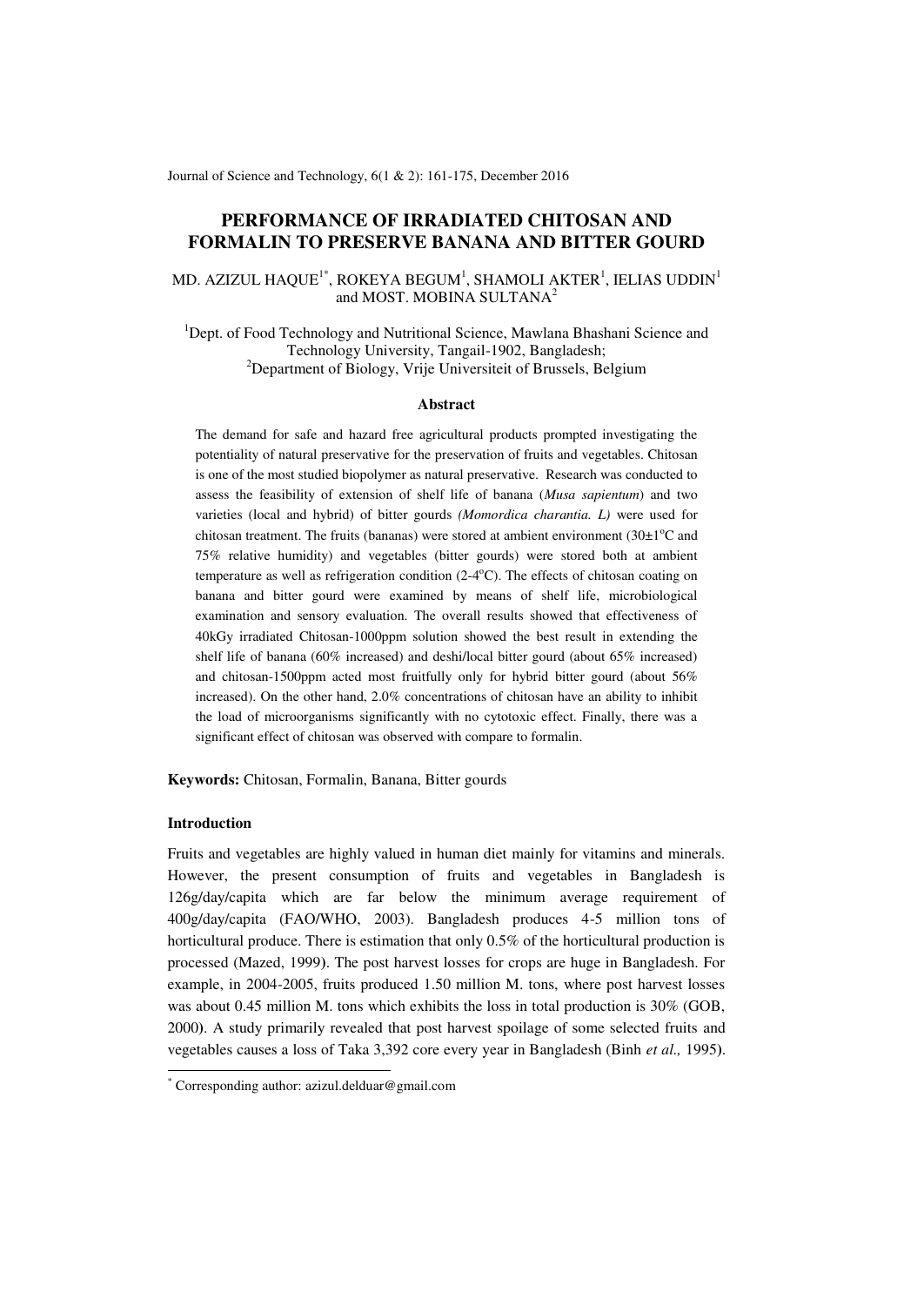# PERFORMANCE OF IRRADIATED CHITOSAN AND FORMALIN TO PRESERVE BANANA AND BITTER GOURD

MD. AZIZUL HAQUE[1*], ROKEYA BEGUM[1], SHAMOLI AKTER[1], IELIAS UDDIN[1] and MOST. MOBINA SULTANA[2]

[1]Dept. of Food Technology and Nutritional Science, Mawlana Bhashani Science and Technology University, Tangail-1902, Bangladesh;
[2]Department of Biology, Vrije Universiteit of Brussels, Belgium

### Abstract

The demand for safe and hazard free agricultural products prompted investigating the potentiality of natural preservative for the preservation of fruits and vegetables. Chitosan is one of the most studied biopolymer as natural preservative. Research was conducted to assess the feasibility of extension of shelf life of banana (*Musa sapientum*) and two varieties (local and hybrid) of bitter gourds *(Momordica charantia. L)* were used for chitosan treatment. The fruits (bananas) were stored at ambient environment (30±1$^{o}$C and 75% relative humidity) and vegetables (bitter gourds) were stored both at ambient temperature as well as refrigeration condition (2-4$^{o}$C). The effects of chitosan coating on banana and bitter gourd were examined by means of shelf life, microbiological examination and sensory evaluation. The overall results showed that effectiveness of 40kGy irradiated Chitosan-1000ppm solution showed the best result in extending the shelf life of banana (60% increased) and deshi/local bitter gourd (about 65% increased) and chitosan-1500ppm acted most fruitfully only for hybrid bitter gourd (about 56% increased). On the other hand, 2.0% concentrations of chitosan have an ability to inhibit the load of microorganisms significantly with no cytotoxic effect. Finally, there was a significant effect of chitosan was observed with compare to formalin.

**Keywords:** Chitosan, Formalin, Banana, Bitter gourds

### Introduction

Fruits and vegetables are highly valued in human diet mainly for vitamins and minerals. However, the present consumption of fruits and vegetables in Bangladesh is 126g/day/capita which are far below the minimum average requirement of 400g/day/capita (FAO/WHO, 2003). Bangladesh produces 4-5 million tons of horticultural produce. There is estimation that only 0.5% of the horticultural production is processed (Mazed, 1999). The post harvest losses for crops are huge in Bangladesh. For example, in 2004-2005, fruits produced 1.50 million M. tons, where post harvest losses was about 0.45 million M. tons which exhibits the loss in total production is 30% (GOB, 2000). A study primarily revealed that post harvest spoilage of some selected fruits and vegetables causes a loss of Taka 3,392 core every year in Bangladesh (Binh *et al.,* 1995).

[*] Corresponding author: azizul.delduar@gmail.com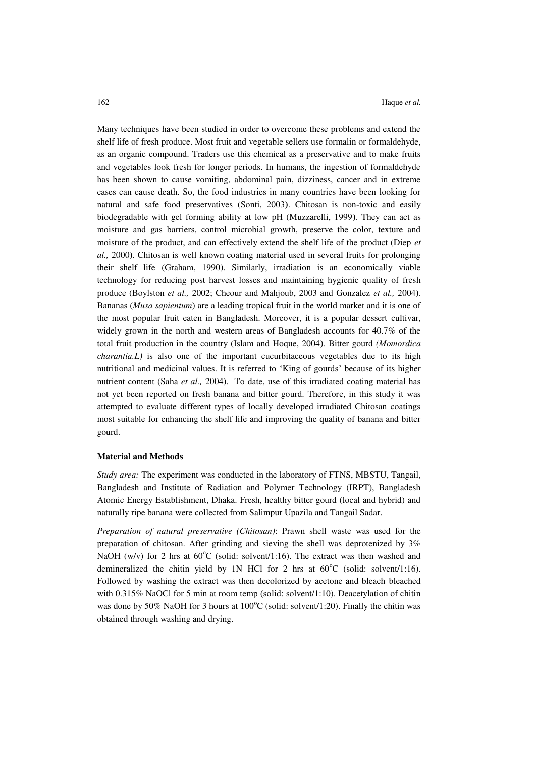Many techniques have been studied in order to overcome these problems and extend the shelf life of fresh produce. Most fruit and vegetable sellers use formalin or formaldehyde, as an organic compound. Traders use this chemical as a preservative and to make fruits and vegetables look fresh for longer periods. In humans, the ingestion of formaldehyde has been shown to cause vomiting, abdominal pain, dizziness, cancer and in extreme cases can cause death. So, the food industries in many countries have been looking for natural and safe food preservatives (Sonti, 2003). Chitosan is non-toxic and easily biodegradable with gel forming ability at low pH (Muzzarelli, 1999). They can act as moisture and gas barriers, control microbial growth, preserve the color, texture and moisture of the product, and can effectively extend the shelf life of the product (Diep *et al.,* 2000). Chitosan is well known coating material used in several fruits for prolonging their shelf life (Graham, 1990). Similarly, irradiation is an economically viable technology for reducing post harvest losses and maintaining hygienic quality of fresh produce (Boylston *et al.,* 2002; Cheour and Mahjoub, 2003 and Gonzalez *et al.,* 2004). Bananas (*Musa sapientum*) are a leading tropical fruit in the world market and it is one of the most popular fruit eaten in Bangladesh. Moreover, it is a popular dessert cultivar, widely grown in the north and western areas of Bangladesh accounts for 40.7% of the total fruit production in the country (Islam and Hoque, 2004). Bitter gourd *(Momordica charantia.L)* is also one of the important cucurbitaceous vegetables due to its high nutritional and medicinal values. It is referred to 'King of gourds' because of its higher nutrient content (Saha *et al.,* 2004). To date, use of this irradiated coating material has not yet been reported on fresh banana and bitter gourd. Therefore, in this study it was attempted to evaluate different types of locally developed irradiated Chitosan coatings most suitable for enhancing the shelf life and improving the quality of banana and bitter gourd.

**Material and Methods**

*Study area:* The experiment was conducted in the laboratory of FTNS, MBSTU, Tangail, Bangladesh and Institute of Radiation and Polymer Technology (IRPT), Bangladesh Atomic Energy Establishment, Dhaka. Fresh, healthy bitter gourd (local and hybrid) and naturally ripe banana were collected from Salimpur Upazila and Tangail Sadar.

*Preparation of natural preservative (Chitosan)*: Prawn shell waste was used for the preparation of chitosan. After grinding and sieving the shell was deprotenized by 3% NaOH (w/v) for 2 hrs at 60$^{o}$C (solid: solvent/1:16). The extract was then washed and demineralized the chitin yield by 1N HCl for 2 hrs at 60$^{o}$C (solid: solvent/1:16). Followed by washing the extract was then decolorized by acetone and bleach bleached with 0.315% NaOCl for 5 min at room temp (solid: solvent/1:10). Deacetylation of chitin was done by 50% NaOH for 3 hours at 100$^{o}$C (solid: solvent/1:20). Finally the chitin was obtained through washing and drying.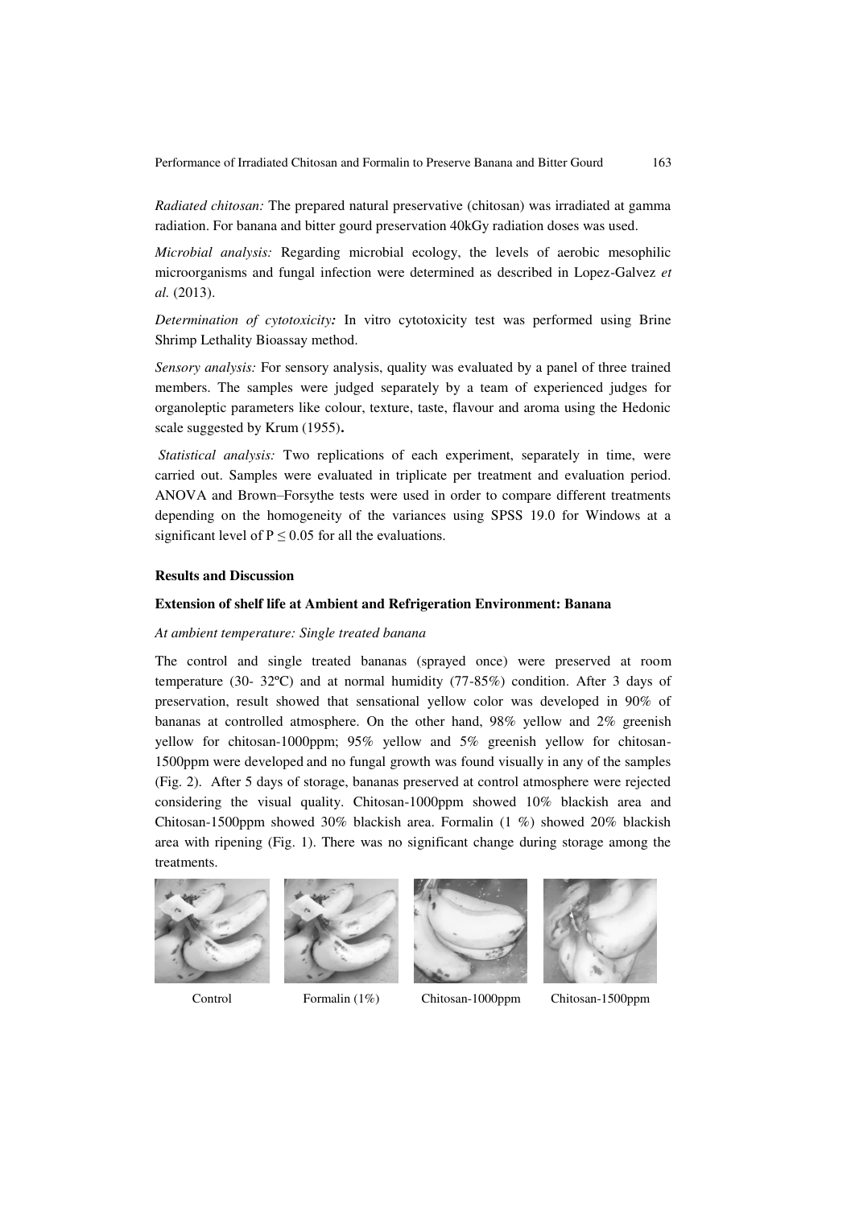*Radiated chitosan:* The prepared natural preservative (chitosan) was irradiated at gamma radiation. For banana and bitter gourd preservation 40kGy radiation doses was used.

*Microbial analysis:* Regarding microbial ecology, the levels of aerobic mesophilic microorganisms and fungal infection were determined as described in Lopez-Galvez *et al.* (2013).

*Determination of cytotoxicity:* In vitro cytotoxicity test was performed using Brine Shrimp Lethality Bioassay method.

*Sensory analysis:* For sensory analysis, quality was evaluated by a panel of three trained members. The samples were judged separately by a team of experienced judges for organoleptic parameters like colour, texture, taste, flavour and aroma using the Hedonic scale suggested by Krum (1955)**.**

*Statistical analysis:* Two replications of each experiment, separately in time, were carried out. Samples were evaluated in triplicate per treatment and evaluation period. ANOVA and Brown–Forsythe tests were used in order to compare different treatments depending on the homogeneity of the variances using SPSS 19.0 for Windows at a significant level of $P \leq 0.05$ for all the evaluations.

**Results and Discussion**

**Extension of shelf life at Ambient and Refrigeration Environment: Banana**

*At ambient temperature: Single treated banana*

The control and single treated bananas (sprayed once) were preserved at room temperature (30- 32ºC) and at normal humidity (77-85%) condition. After 3 days of preservation, result showed that sensational yellow color was developed in 90% of bananas at controlled atmosphere. On the other hand, 98% yellow and 2% greenish yellow for chitosan-1000ppm; 95% yellow and 5% greenish yellow for chitosan-1500ppm were developed and no fungal growth was found visually in any of the samples (Fig. 2). After 5 days of storage, bananas preserved at control atmosphere were rejected considering the visual quality. Chitosan-1000ppm showed 10% blackish area and Chitosan-1500ppm showed 30% blackish area. Formalin (1 %) showed 20% blackish area with ripening (Fig. 1). There was no significant change during storage among the treatments.

Control Formalin (1%) Chitosan-1000ppm Chitosan-1500ppm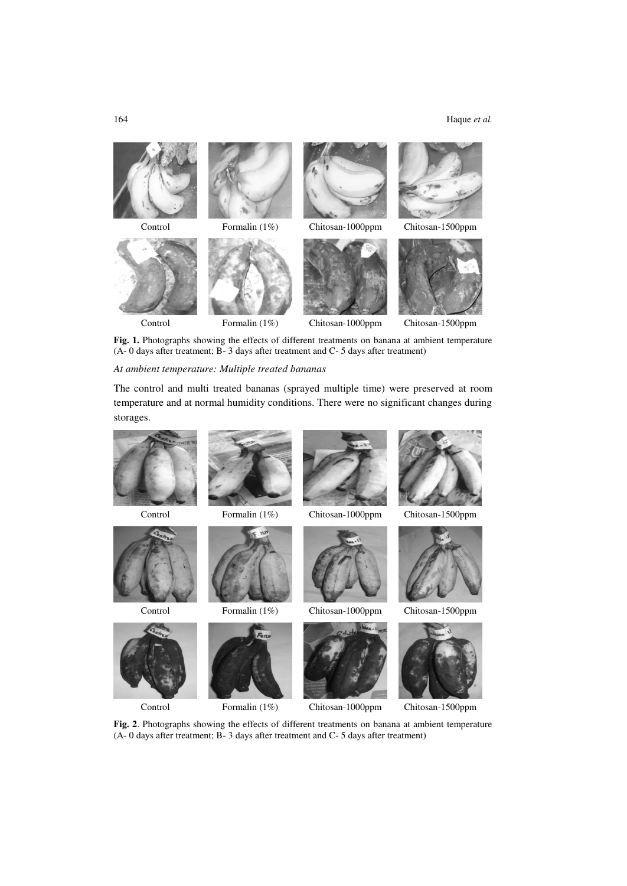Control Formalin (1%) Chitosan-1000ppm Chitosan-1500ppm

Control Formalin (1%) Chitosan-1000ppm Chitosan-1500ppm

**Fig. 1.** Photographs showing the effects of different treatments on banana at ambient temperature (A- 0 days after treatment; B- 3 days after treatment and C- 5 days after treatment)

*At ambient temperature: Multiple treated bananas*

The control and multi treated bananas (sprayed multiple time) were preserved at room temperature and at normal humidity conditions. There were no significant changes during storages.

Control Formalin (1%) Chitosan-1000ppm Chitosan-1500ppm

Control Formalin (1%) Chitosan-1000ppm Chitosan-1500ppm

Control Formalin (1%) Chitosan-1000ppm Chitosan-1500ppm

**Fig. 2**. Photographs showing the effects of different treatments on banana at ambient temperature (A- 0 days after treatment; B- 3 days after treatment and C- 5 days after treatment)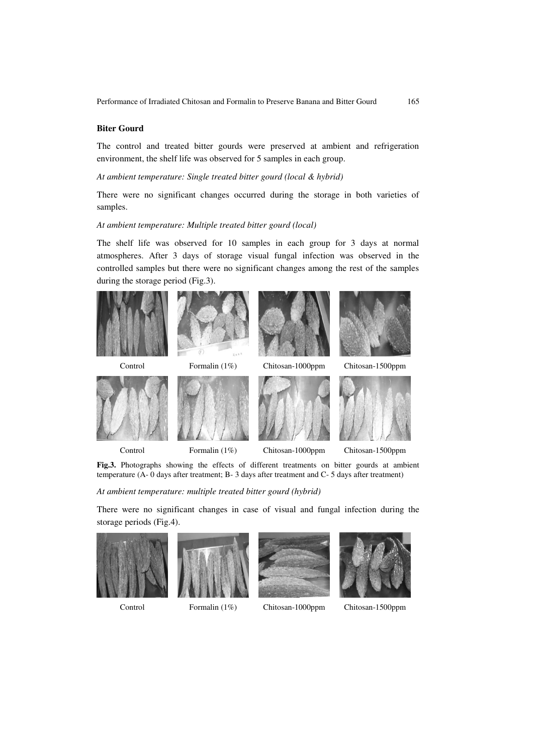**Biter Gourd**

The control and treated bitter gourds were preserved at ambient and refrigeration environment, the shelf life was observed for 5 samples in each group.

*At ambient temperature: Single treated bitter gourd (local & hybrid)*

There were no significant changes occurred during the storage in both varieties of samples.

*At ambient temperature: Multiple treated bitter gourd (local)*

The shelf life was observed for 10 samples in each group for 3 days at normal atmospheres. After 3 days of storage visual fungal infection was observed in the controlled samples but there were no significant changes among the rest of the samples during the storage period (Fig.3).

Control Formalin (1%) Chitosan-1000ppm Chitosan-1500ppm

Control Formalin (1%) Chitosan-1000ppm Chitosan-1500ppm

**Fig.3.** Photographs showing the effects of different treatments on bitter gourds at ambient temperature (A- 0 days after treatment; B- 3 days after treatment and C- 5 days after treatment)

*At ambient temperature: multiple treated bitter gourd (hybrid)*

There were no significant changes in case of visual and fungal infection during the storage periods (Fig.4).

Control Formalin (1%) Chitosan-1000ppm Chitosan-1500ppm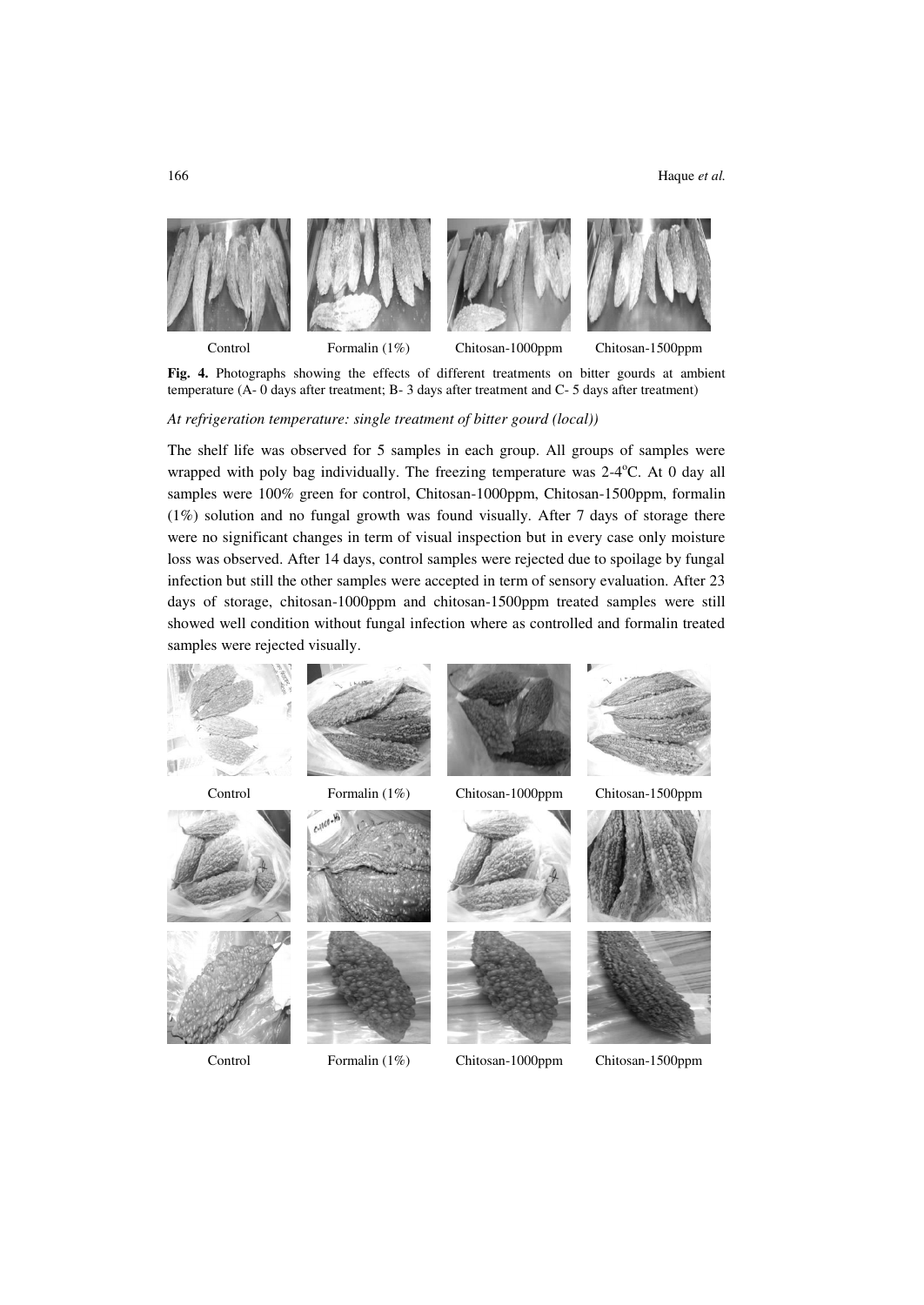Control Formalin (1%) Chitosan-1000ppm Chitosan-1500ppm

**Fig. 4.** Photographs showing the effects of different treatments on bitter gourds at ambient temperature (A- 0 days after treatment; B- 3 days after treatment and C- 5 days after treatment)

*At refrigeration temperature: single treatment of bitter gourd (local))*

The shelf life was observed for 5 samples in each group. All groups of samples were wrapped with poly bag individually. The freezing temperature was 2-4°C. At 0 day all samples were 100% green for control, Chitosan-1000ppm, Chitosan-1500ppm, formalin (1%) solution and no fungal growth was found visually. After 7 days of storage there were no significant changes in term of visual inspection but in every case only moisture loss was observed. After 14 days, control samples were rejected due to spoilage by fungal infection but still the other samples were accepted in term of sensory evaluation. After 23 days of storage, chitosan-1000ppm and chitosan-1500ppm treated samples were still showed well condition without fungal infection where as controlled and formalin treated samples were rejected visually.

Control Formalin (1%) Chitosan-1000ppm Chitosan-1500ppm

Control Formalin (1%) Chitosan-1000ppm Chitosan-1500ppm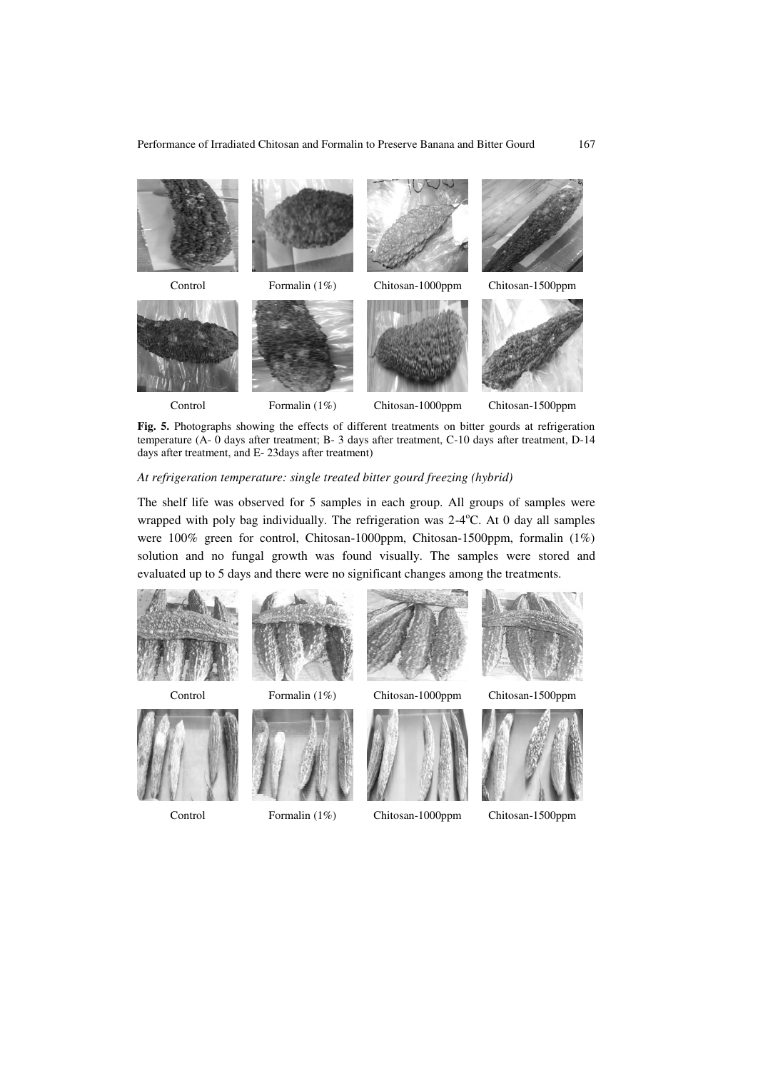Control Formalin (1%) Chitosan-1000ppm Chitosan-1500ppm

Control Formalin (1%) Chitosan-1000ppm Chitosan-1500ppm

**Fig. 5.** Photographs showing the effects of different treatments on bitter gourds at refrigeration temperature (A- 0 days after treatment; B- 3 days after treatment, C-10 days after treatment, D-14 days after treatment, and E- 23days after treatment)

*At refrigeration temperature: single treated bitter gourd freezing (hybrid)*

The shelf life was observed for 5 samples in each group. All groups of samples were wrapped with poly bag individually. The refrigeration was 2-4$^{o}$C. At 0 day all samples were 100% green for control, Chitosan-1000ppm, Chitosan-1500ppm, formalin (1%) solution and no fungal growth was found visually. The samples were stored and evaluated up to 5 days and there were no significant changes among the treatments.

Control Formalin (1%) Chitosan-1000ppm Chitosan-1500ppm

Control Formalin (1%) Chitosan-1000ppm Chitosan-1500ppm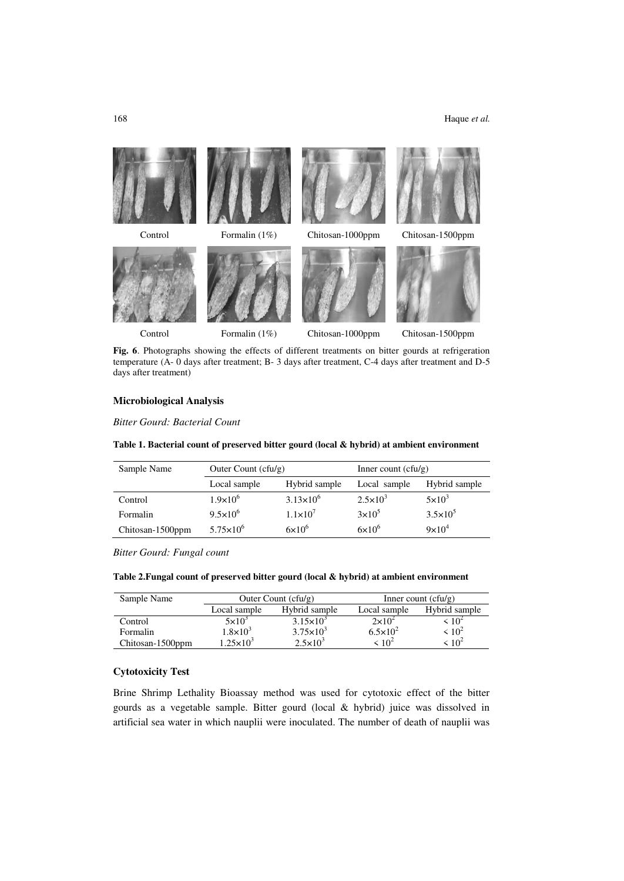Control Formalin (1%) Chitosan-1000ppm Chitosan-1500ppm

Control Formalin (1%) Chitosan-1000ppm Chitosan-1500ppm

**Fig. 6**. Photographs showing the effects of different treatments on bitter gourds at refrigeration temperature (A- 0 days after treatment; B- 3 days after treatment, C-4 days after treatment and D-5 days after treatment)

### Microbiological Analysis

*Bitter Gourd: Bacterial Count*

**Table 1. Bacterial count of preserved bitter gourd (local & hybrid) at ambient environment**

| Sample Name | Outer Count (cfu/g) | | Inner count (cfu/g) | |
|---|---|---|---|---|
| | Local sample | Hybrid sample | Local sample | Hybrid sample |
| Control | $1.9 \times 10^6$ | $3.13 \times 10^6$ | $2.5 \times 10^3$ | $5 \times 10^3$ |
| Formalin | $9.5 \times 10^6$ | $1.1 \times 10^7$ | $3 \times 10^5$ | $3.5 \times 10^5$ |
| Chitosan-1500ppm | $5.75 \times 10^6$ | $6 \times 10^6$ | $6 \times 10^6$ | $9 \times 10^4$ |

*Bitter Gourd: Fungal count*

**Table 2.Fungal count of preserved bitter gourd (local & hybrid) at ambient environment**

| Sample Name | Outer Count (cfu/g) | | Inner count (cfu/g) | |
|---|---|---|---|---|
| | Local sample | Hybrid sample | Local sample | Hybrid sample |
| Control | $5 \times 10^3$ | $3.15 \times 10^3$ | $2 \times 10^2$ | $< 10^2$ |
| Formalin | $1.8 \times 10^3$ | $3.75 \times 10^3$ | $6.5 \times 10^2$ | $< 10^2$ |
| Chitosan-1500ppm | $1.25 \times 10^3$ | $2.5 \times 10^3$ | $< 10^2$ | $< 10^2$ |

### Cytotoxicity Test

Brine Shrimp Lethality Bioassay method was used for cytotoxic effect of the bitter gourds as a vegetable sample. Bitter gourd (local & hybrid) juice was dissolved in artificial sea water in which nauplii were inoculated. The number of death of nauplii was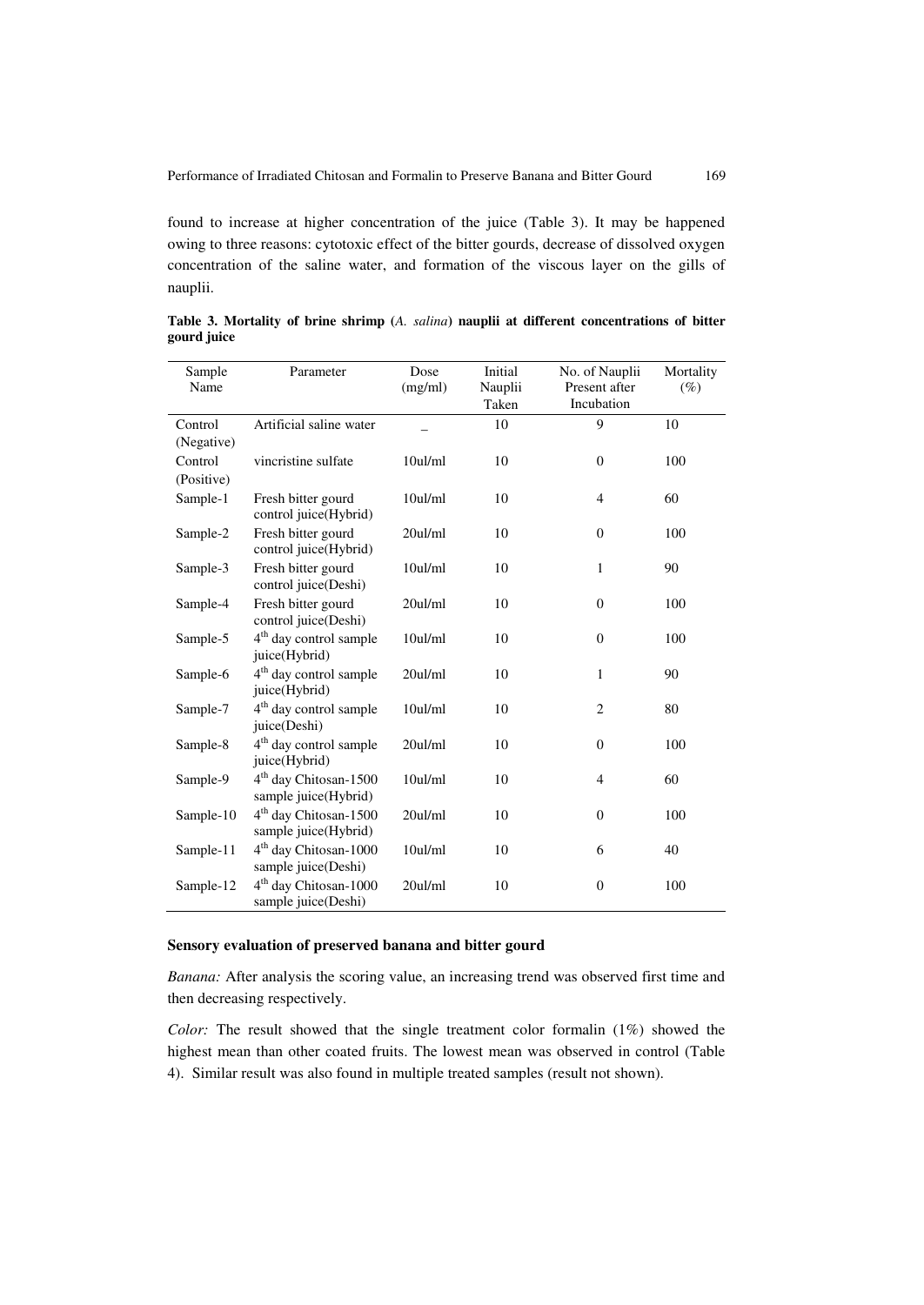found to increase at higher concentration of the juice (Table 3). It may be happened owing to three reasons: cytotoxic effect of the bitter gourds, decrease of dissolved oxygen concentration of the saline water, and formation of the viscous layer on the gills of nauplii.

**Table 3. Mortality of brine shrimp (*A. salina*) nauplii at different concentrations of bitter gourd juice**

| Sample Name | Parameter | Dose (mg/ml) | Initial Nauplii Taken | No. of Nauplii Present after Incubation | Mortality (%) |
|---|---|---|---|---|---|
| Control (Negative) | Artificial saline water | _ | 10 | 9 | 10 |
| Control (Positive) | vincristine sulfate | 10ul/ml | 10 | 0 | 100 |
| Sample-1 | Fresh bitter gourd control juice(Hybrid) | 10ul/ml | 10 | 4 | 60 |
| Sample-2 | Fresh bitter gourd control juice(Hybrid) | 20ul/ml | 10 | 0 | 100 |
| Sample-3 | Fresh bitter gourd control juice(Deshi) | 10ul/ml | 10 | 1 | 90 |
| Sample-4 | Fresh bitter gourd control juice(Deshi) | 20ul/ml | 10 | 0 | 100 |
| Sample-5 | 4th day control sample juice(Hybrid) | 10ul/ml | 10 | 0 | 100 |
| Sample-6 | 4th day control sample juice(Hybrid) | 20ul/ml | 10 | 1 | 90 |
| Sample-7 | 4th day control sample juice(Deshi) | 10ul/ml | 10 | 2 | 80 |
| Sample-8 | 4th day control sample juice(Hybrid) | 20ul/ml | 10 | 0 | 100 |
| Sample-9 | 4th day Chitosan-1500 sample juice(Hybrid) | 10ul/ml | 10 | 4 | 60 |
| Sample-10 | 4th day Chitosan-1500 sample juice(Hybrid) | 20ul/ml | 10 | 0 | 100 |
| Sample-11 | 4th day Chitosan-1000 sample juice(Deshi) | 10ul/ml | 10 | 6 | 40 |
| Sample-12 | 4th day Chitosan-1000 sample juice(Deshi) | 20ul/ml | 10 | 0 | 100 |

**Sensory evaluation of preserved banana and bitter gourd**

*Banana:* After analysis the scoring value, an increasing trend was observed first time and then decreasing respectively.

*Color:* The result showed that the single treatment color formalin (1%) showed the highest mean than other coated fruits. The lowest mean was observed in control (Table 4). Similar result was also found in multiple treated samples (result not shown).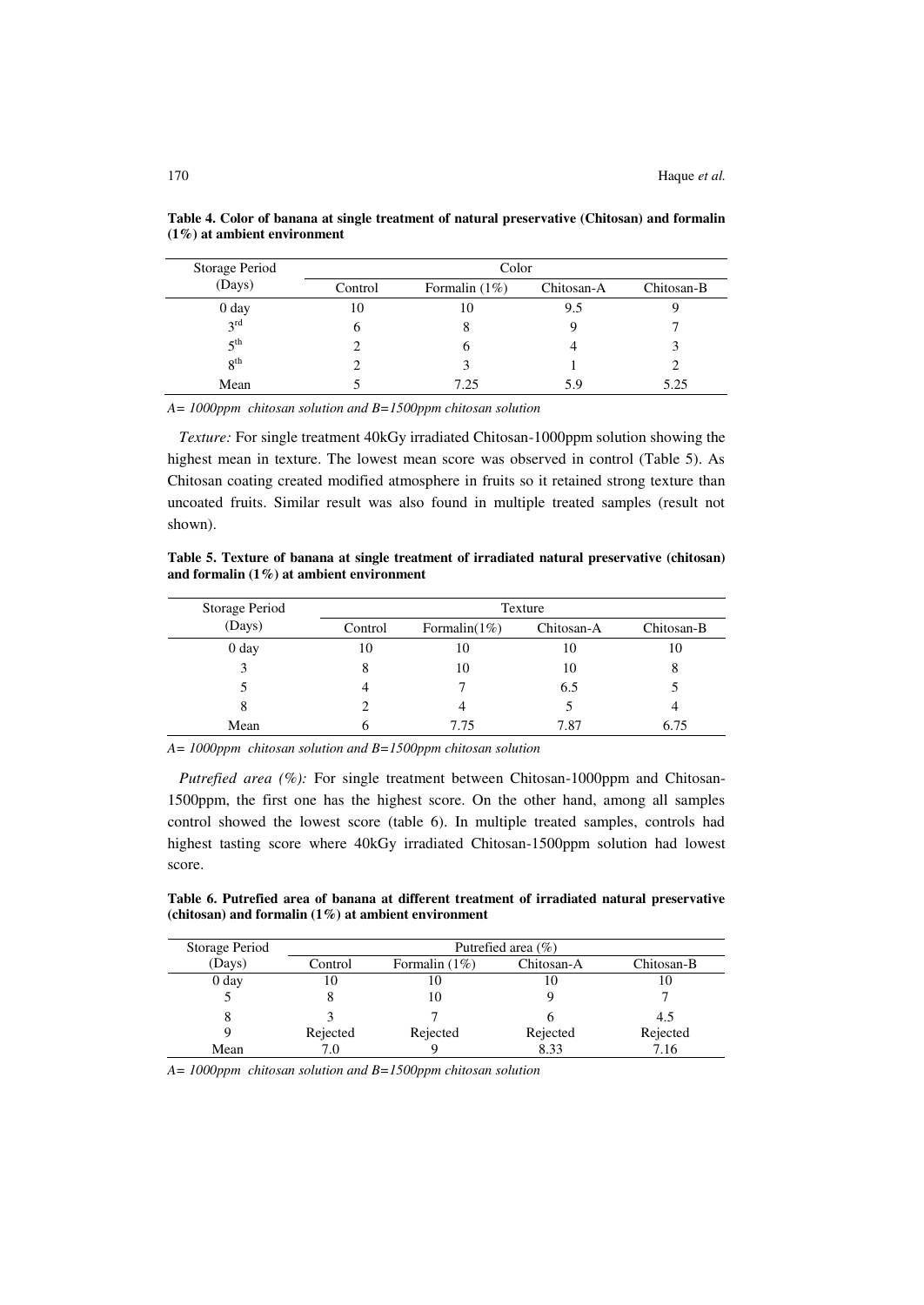**Table 4. Color of banana at single treatment of natural preservative (Chitosan) and formalin (1%) at ambient environment**

| Storage Period (Days) | Color | | | |
|---|---|---|---|---|
| | Control | Formalin (1%) | Chitosan-A | Chitosan-B |
| 0 day | 10 | 10 | 9.5 | 9 |
| 3rd | 6 | 8 | 9 | 7 |
| 5th | 2 | 6 | 4 | 3 |
| 8th | 2 | 3 | 1 | 2 |
| Mean | 5 | 7.25 | 5.9 | 5.25 |

*A= 1000ppm chitosan solution and B=1500ppm chitosan solution*

*Texture:* For single treatment 40kGy irradiated Chitosan-1000ppm solution showing the highest mean in texture. The lowest mean score was observed in control (Table 5). As Chitosan coating created modified atmosphere in fruits so it retained strong texture than uncoated fruits. Similar result was also found in multiple treated samples (result not shown).

**Table 5. Texture of banana at single treatment of irradiated natural preservative (chitosan) and formalin (1%) at ambient environment**

| Storage Period (Days) | Texture | | | |
|---|---|---|---|---|
| | Control | Formalin(1%) | Chitosan-A | Chitosan-B |
| 0 day | 10 | 10 | 10 | 10 |
| 3 | 8 | 10 | 10 | 8 |
| 5 | 4 | 7 | 6.5 | 5 |
| 8 | 2 | 4 | 5 | 4 |
| Mean | 6 | 7.75 | 7.87 | 6.75 |

*A= 1000ppm chitosan solution and B=1500ppm chitosan solution*

*Putrefied area (%):* For single treatment between Chitosan-1000ppm and Chitosan-1500ppm, the first one has the highest score. On the other hand, among all samples control showed the lowest score (table 6). In multiple treated samples, controls had highest tasting score where 40kGy irradiated Chitosan-1500ppm solution had lowest score.

**Table 6. Putrefied area of banana at different treatment of irradiated natural preservative (chitosan) and formalin (1%) at ambient environment**

| Storage Period (Days) | Putrefied area (%) | | | |
|---|---|---|---|---|
| | Control | Formalin (1%) | Chitosan-A | Chitosan-B |
| 0 day | 10 | 10 | 10 | 10 |
| 5 | 8 | 10 | 9 | 7 |
| 8 | 3 | 7 | 6 | 4.5 |
| 9 | Rejected | Rejected | Rejected | Rejected |
| Mean | 7.0 | 9 | 8.33 | 7.16 |

*A= 1000ppm chitosan solution and B=1500ppm chitosan solution*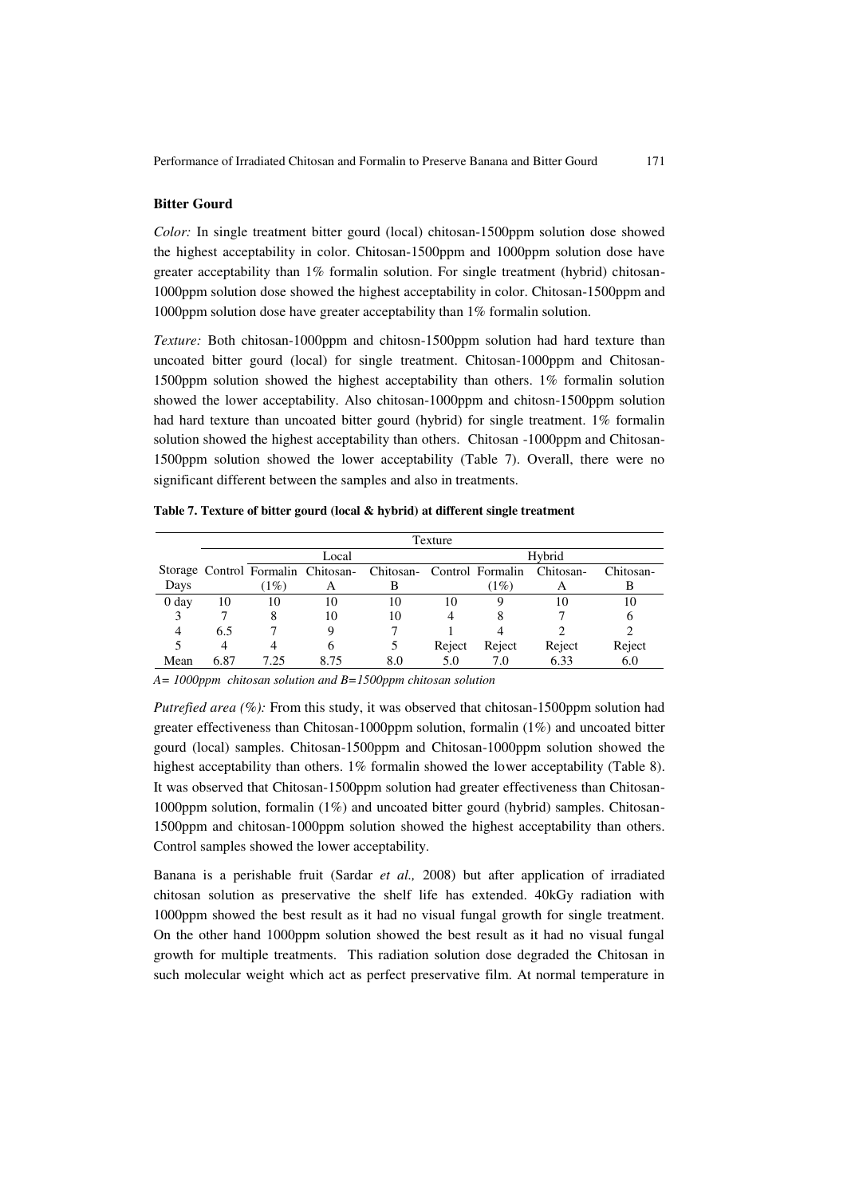### Bitter Gourd

*Color:* In single treatment bitter gourd (local) chitosan-1500ppm solution dose showed the highest acceptability in color. Chitosan-1500ppm and 1000ppm solution dose have greater acceptability than 1% formalin solution. For single treatment (hybrid) chitosan-1000ppm solution dose showed the highest acceptability in color. Chitosan-1500ppm and 1000ppm solution dose have greater acceptability than 1% formalin solution.

*Texture:* Both chitosan-1000ppm and chitosn-1500ppm solution had hard texture than uncoated bitter gourd (local) for single treatment. Chitosan-1000ppm and Chitosan-1500ppm solution showed the highest acceptability than others. 1% formalin solution showed the lower acceptability. Also chitosan-1000ppm and chitosn-1500ppm solution had hard texture than uncoated bitter gourd (hybrid) for single treatment. 1% formalin solution showed the highest acceptability than others. Chitosan -1000ppm and Chitosan-1500ppm solution showed the lower acceptability (Table 7). Overall, there were no significant different between the samples and also in treatments.

**Table 7. Texture of bitter gourd (local & hybrid) at different single treatment**

| | Texture | | | | | | | |
|---|---|---|---|---|---|---|---|---|
| | Local | | | | Hybrid | | | |
| Storage Days | Control | Formalin (1%) | Chitosan-A | Chitosan-B | Control | Formalin (1%) | Chitosan-A | Chitosan-B |
| 0 day | 10 | 10 | 10 | 10 | 10 | 9 | 10 | 10 |
| 3 | 7 | 8 | 10 | 10 | 4 | 8 | 7 | 6 |
| 4 | 6.5 | 7 | 9 | 7 | 1 | 4 | 2 | 2 |
| 5 | 4 | 4 | 6 | 5 | Reject | Reject | Reject | Reject |
| Mean | 6.87 | 7.25 | 8.75 | 8.0 | 5.0 | 7.0 | 6.33 | 6.0 |

*A= 1000ppm chitosan solution and B=1500ppm chitosan solution*

*Putrefied area (%):* From this study, it was observed that chitosan-1500ppm solution had greater effectiveness than Chitosan-1000ppm solution, formalin (1%) and uncoated bitter gourd (local) samples. Chitosan-1500ppm and Chitosan-1000ppm solution showed the highest acceptability than others. 1% formalin showed the lower acceptability (Table 8). It was observed that Chitosan-1500ppm solution had greater effectiveness than Chitosan-1000ppm solution, formalin (1%) and uncoated bitter gourd (hybrid) samples. Chitosan-1500ppm and chitosan-1000ppm solution showed the highest acceptability than others. Control samples showed the lower acceptability.

Banana is a perishable fruit (Sardar *et al.,* 2008) but after application of irradiated chitosan solution as preservative the shelf life has extended. 40kGy radiation with 1000ppm showed the best result as it had no visual fungal growth for single treatment. On the other hand 1000ppm solution showed the best result as it had no visual fungal growth for multiple treatments. This radiation solution dose degraded the Chitosan in such molecular weight which act as perfect preservative film. At normal temperature in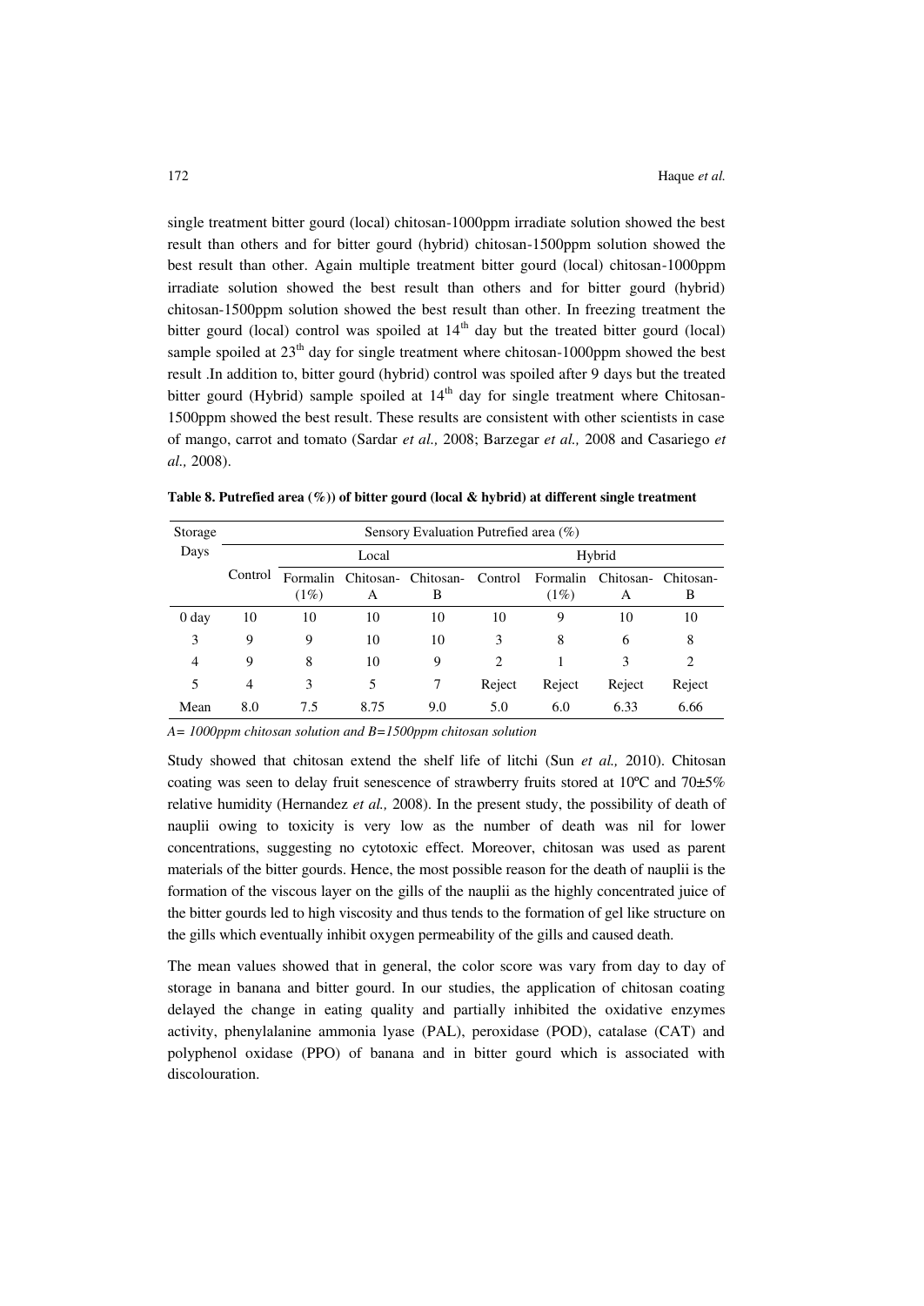single treatment bitter gourd (local) chitosan-1000ppm irradiate solution showed the best result than others and for bitter gourd (hybrid) chitosan-1500ppm solution showed the best result than other. Again multiple treatment bitter gourd (local) chitosan-1000ppm irradiate solution showed the best result than others and for bitter gourd (hybrid) chitosan-1500ppm solution showed the best result than other. In freezing treatment the bitter gourd (local) control was spoiled at $14^{th}$ day but the treated bitter gourd (local) sample spoiled at $23^{th}$ day for single treatment where chitosan-1000ppm showed the best result .In addition to, bitter gourd (hybrid) control was spoiled after 9 days but the treated bitter gourd (Hybrid) sample spoiled at $14^{th}$ day for single treatment where Chitosan-1500ppm showed the best result. These results are consistent with other scientists in case of mango, carrot and tomato (Sardar *et al.,* 2008; Barzegar *et al.,* 2008 and Casariego *et al.,* 2008).

**Table 8. Putrefied area (%)) of bitter gourd (local & hybrid) at different single treatment**

| Storage Days | Sensory Evaluation Putrefied area (%) | | | | | | | |
|---|---|---|---|---|---|---|---|---|
| | Local | | | | Hybrid | | | |
| | Control | Formalin (1%) | Chitosan-A | Chitosan-B | Control | Formalin (1%) | Chitosan-A | Chitosan-B |
| 0 day | 10 | 10 | 10 | 10 | 10 | 9 | 10 | 10 |
| 3 | 9 | 9 | 10 | 10 | 3 | 8 | 6 | 8 |
| 4 | 9 | 8 | 10 | 9 | 2 | 1 | 3 | 2 |
| 5 | 4 | 3 | 5 | 7 | Reject | Reject | Reject | Reject |
| Mean | 8.0 | 7.5 | 8.75 | 9.0 | 5.0 | 6.0 | 6.33 | 6.66 |

*A= 1000ppm chitosan solution and B=1500ppm chitosan solution*

Study showed that chitosan extend the shelf life of litchi (Sun *et al.,* 2010). Chitosan coating was seen to delay fruit senescence of strawberry fruits stored at 10ºC and 70±5% relative humidity (Hernandez *et al.,* 2008). In the present study, the possibility of death of nauplii owing to toxicity is very low as the number of death was nil for lower concentrations, suggesting no cytotoxic effect. Moreover, chitosan was used as parent materials of the bitter gourds. Hence, the most possible reason for the death of nauplii is the formation of the viscous layer on the gills of the nauplii as the highly concentrated juice of the bitter gourds led to high viscosity and thus tends to the formation of gel like structure on the gills which eventually inhibit oxygen permeability of the gills and caused death.

The mean values showed that in general, the color score was vary from day to day of storage in banana and bitter gourd. In our studies, the application of chitosan coating delayed the change in eating quality and partially inhibited the oxidative enzymes activity, phenylalanine ammonia lyase (PAL), peroxidase (POD), catalase (CAT) and polyphenol oxidase (PPO) of banana and in bitter gourd which is associated with discolouration.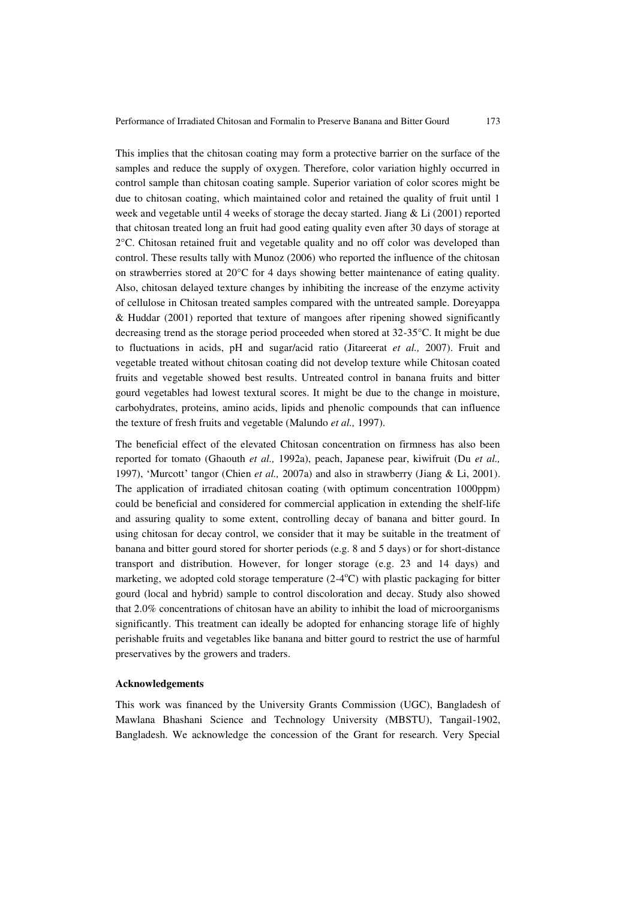This implies that the chitosan coating may form a protective barrier on the surface of the samples and reduce the supply of oxygen. Therefore, color variation highly occurred in control sample than chitosan coating sample. Superior variation of color scores might be due to chitosan coating, which maintained color and retained the quality of fruit until 1 week and vegetable until 4 weeks of storage the decay started. Jiang & Li (2001) reported that chitosan treated long an fruit had good eating quality even after 30 days of storage at 2°C. Chitosan retained fruit and vegetable quality and no off color was developed than control. These results tally with Munoz (2006) who reported the influence of the chitosan on strawberries stored at 20°C for 4 days showing better maintenance of eating quality. Also, chitosan delayed texture changes by inhibiting the increase of the enzyme activity of cellulose in Chitosan treated samples compared with the untreated sample. Doreyappa & Huddar (2001) reported that texture of mangoes after ripening showed significantly decreasing trend as the storage period proceeded when stored at 32-35°C. It might be due to fluctuations in acids, pH and sugar/acid ratio (Jitareerat *et al.,* 2007). Fruit and vegetable treated without chitosan coating did not develop texture while Chitosan coated fruits and vegetable showed best results. Untreated control in banana fruits and bitter gourd vegetables had lowest textural scores. It might be due to the change in moisture, carbohydrates, proteins, amino acids, lipids and phenolic compounds that can influence the texture of fresh fruits and vegetable (Malundo *et al.,* 1997).

The beneficial effect of the elevated Chitosan concentration on firmness has also been reported for tomato (Ghaouth *et al.,* 1992a), peach, Japanese pear, kiwifruit (Du *et al.,* 1997), 'Murcott' tangor (Chien *et al.,* 2007a) and also in strawberry (Jiang & Li, 2001). The application of irradiated chitosan coating (with optimum concentration 1000ppm) could be beneficial and considered for commercial application in extending the shelf-life and assuring quality to some extent, controlling decay of banana and bitter gourd. In using chitosan for decay control, we consider that it may be suitable in the treatment of banana and bitter gourd stored for shorter periods (e.g. 8 and 5 days) or for short-distance transport and distribution. However, for longer storage (e.g. 23 and 14 days) and marketing, we adopted cold storage temperature (2-4$^{o}$C) with plastic packaging for bitter gourd (local and hybrid) sample to control discoloration and decay. Study also showed that 2.0% concentrations of chitosan have an ability to inhibit the load of microorganisms significantly. This treatment can ideally be adopted for enhancing storage life of highly perishable fruits and vegetables like banana and bitter gourd to restrict the use of harmful preservatives by the growers and traders.

**Acknowledgements**

This work was financed by the University Grants Commission (UGC), Bangladesh of Mawlana Bhashani Science and Technology University (MBSTU), Tangail-1902, Bangladesh. We acknowledge the concession of the Grant for research. Very Special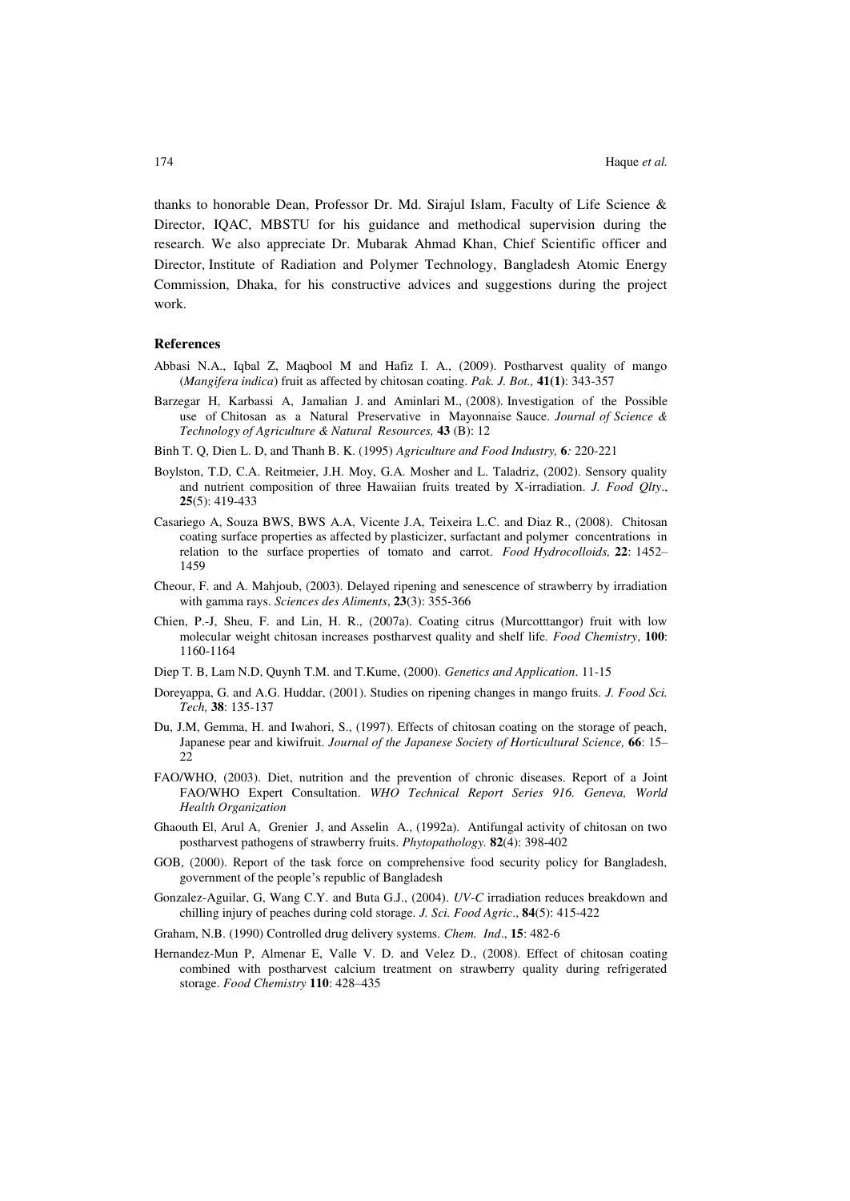thanks to honorable Dean, Professor Dr. Md. Sirajul Islam, Faculty of Life Science & Director, IQAC, MBSTU for his guidance and methodical supervision during the research. We also appreciate Dr. Mubarak Ahmad Khan, Chief Scientific officer and Director, Institute of Radiation and Polymer Technology, Bangladesh Atomic Energy Commission, Dhaka, for his constructive advices and suggestions during the project work.

## References

Abbasi N.A., Iqbal Z, Maqbool M and Hafiz I. A., (2009). Postharvest quality of mango (*Mangifera indica*) fruit as affected by chitosan coating. *Pak. J. Bot.,* **41(1)**: 343-357

Barzegar H, Karbassi A, Jamalian J. and Aminlari M., (2008). Investigation of the Possible use of Chitosan as a Natural Preservative in Mayonnaise Sauce. *Journal of Science & Technology of Agriculture & Natural Resources,* **43** (B): 12

Binh T. Q, Dien L. D, and Thanh B. K. (1995) *Agriculture and Food Industry,* **6***:* 220-221

Boylston, T.D, C.A. Reitmeier, J.H. Moy, G.A. Mosher and L. Taladriz, (2002). Sensory quality and nutrient composition of three Hawaiian fruits treated by X-irradiation. *J. Food Qlty*., **25**(5): 419-433

Casariego A, Souza BWS, BWS A.A, Vicente J.A, Teixeira L.C. and Diaz R., (2008). Chitosan coating surface properties as affected by plasticizer, surfactant and polymer concentrations in relation to the surface properties of tomato and carrot. *Food Hydrocolloids,* **22**: 1452–1459

Cheour, F. and A. Mahjoub, (2003). Delayed ripening and senescence of strawberry by irradiation with gamma rays. *Sciences des Aliments*, **23**(3): 355-366

Chien, P.-J, Sheu, F. and Lin, H. R., (2007a). Coating citrus (Murcotttangor) fruit with low molecular weight chitosan increases postharvest quality and shelf life*. Food Chemistry*, **100**: 1160-1164

Diep T. B, Lam N.D, Quynh T.M. and T.Kume, (2000). *Genetics and Application*. 11-15

Doreyappa, G. and A.G. Huddar, (2001). Studies on ripening changes in mango fruits. *J. Food Sci. Tech,* **38**: 135-137

Du, J.M, Gemma, H. and Iwahori, S., (1997). Effects of chitosan coating on the storage of peach, Japanese pear and kiwifruit. *Journal of the Japanese Society of Horticultural Science,* **66**: 15–22

FAO/WHO, (2003). Diet, nutrition and the prevention of chronic diseases. Report of a Joint FAO/WHO Expert Consultation. *WHO Technical Report Series 916. Geneva, World Health Organization*

Ghaouth El, Arul A, Grenier J, and Asselin A., (1992a). Antifungal activity of chitosan on two postharvest pathogens of strawberry fruits. *Phytopathology.* **82**(4): 398-402

GOB, (2000). Report of the task force on comprehensive food security policy for Bangladesh, government of the people's republic of Bangladesh

Gonzalez-Aguilar, G, Wang C.Y. and Buta G.J., (2004). *UV-C* irradiation reduces breakdown and chilling injury of peaches during cold storage. *J. Sci. Food Agric*., **84**(5): 415-422

Graham, N.B. (1990) Controlled drug delivery systems. *Chem. Ind*., **15**: 482-6

Hernandez-Mun P, Almenar E, Valle V. D. and Velez D., (2008). Effect of chitosan coating combined with postharvest calcium treatment on strawberry quality during refrigerated storage. *Food Chemistry* **110**: 428–435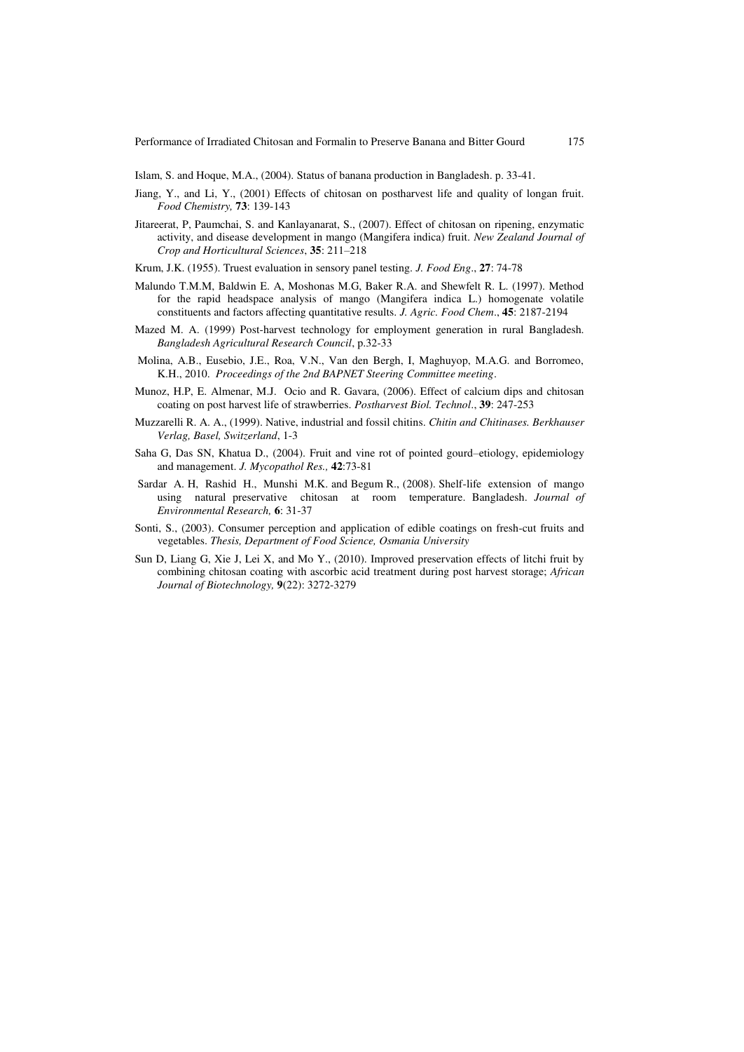Islam, S. and Hoque, M.A., (2004). Status of banana production in Bangladesh. p. 33-41.

Jiang, Y., and Li, Y., (2001) Effects of chitosan on postharvest life and quality of longan fruit. *Food Chemistry,* **73**: 139-143

Jitareerat, P, Paumchai, S. and Kanlayanarat, S., (2007). Effect of chitosan on ripening, enzymatic activity, and disease development in mango (Mangifera indica) fruit. *New Zealand Journal of Crop and Horticultural Sciences*, **35**: 211–218

Krum, J.K. (1955). Truest evaluation in sensory panel testing. *J. Food Eng*., **27**: 74-78

Malundo T.M.M, Baldwin E. A, Moshonas M.G, Baker R.A. and Shewfelt R. L. (1997). Method for the rapid headspace analysis of mango (Mangifera indica L.) homogenate volatile constituents and factors affecting quantitative results. *J. Agric. Food Chem*., **45**: 2187-2194

Mazed M. A. (1999) Post-harvest technology for employment generation in rural Bangladesh. *Bangladesh Agricultural Research Council*, p.32-33

Molina, A.B., Eusebio, J.E., Roa, V.N., Van den Bergh, I, Maghuyop, M.A.G. and Borromeo, K.H., 2010. *Proceedings of the 2nd BAPNET Steering Committee meeting*.

Munoz, H.P, E. Almenar, M.J. Ocio and R. Gavara, (2006). Effect of calcium dips and chitosan coating on post harvest life of strawberries. *Postharvest Biol. Technol*., **39**: 247-253

Muzzarelli R. A. A., (1999). Native, industrial and fossil chitins. *Chitin and Chitinases. Berkhauser Verlag, Basel, Switzerland*, 1-3

Saha G, Das SN, Khatua D., (2004). Fruit and vine rot of pointed gourd–etiology, epidemiology and management. *J. Mycopathol Res.,* **42**:73-81

Sardar A. H, Rashid H., Munshi M.K. and Begum R., (2008). Shelf-life extension of mango using natural preservative chitosan at room temperature. Bangladesh. *Journal of Environmental Research,* **6**: 31-37

Sonti, S., (2003). Consumer perception and application of edible coatings on fresh-cut fruits and vegetables. *Thesis, Department of Food Science, Osmania University*

Sun D, Liang G, Xie J, Lei X, and Mo Y., (2010). Improved preservation effects of litchi fruit by combining chitosan coating with ascorbic acid treatment during post harvest storage; *African Journal of Biotechnology,* **9**(22): 3272-3279